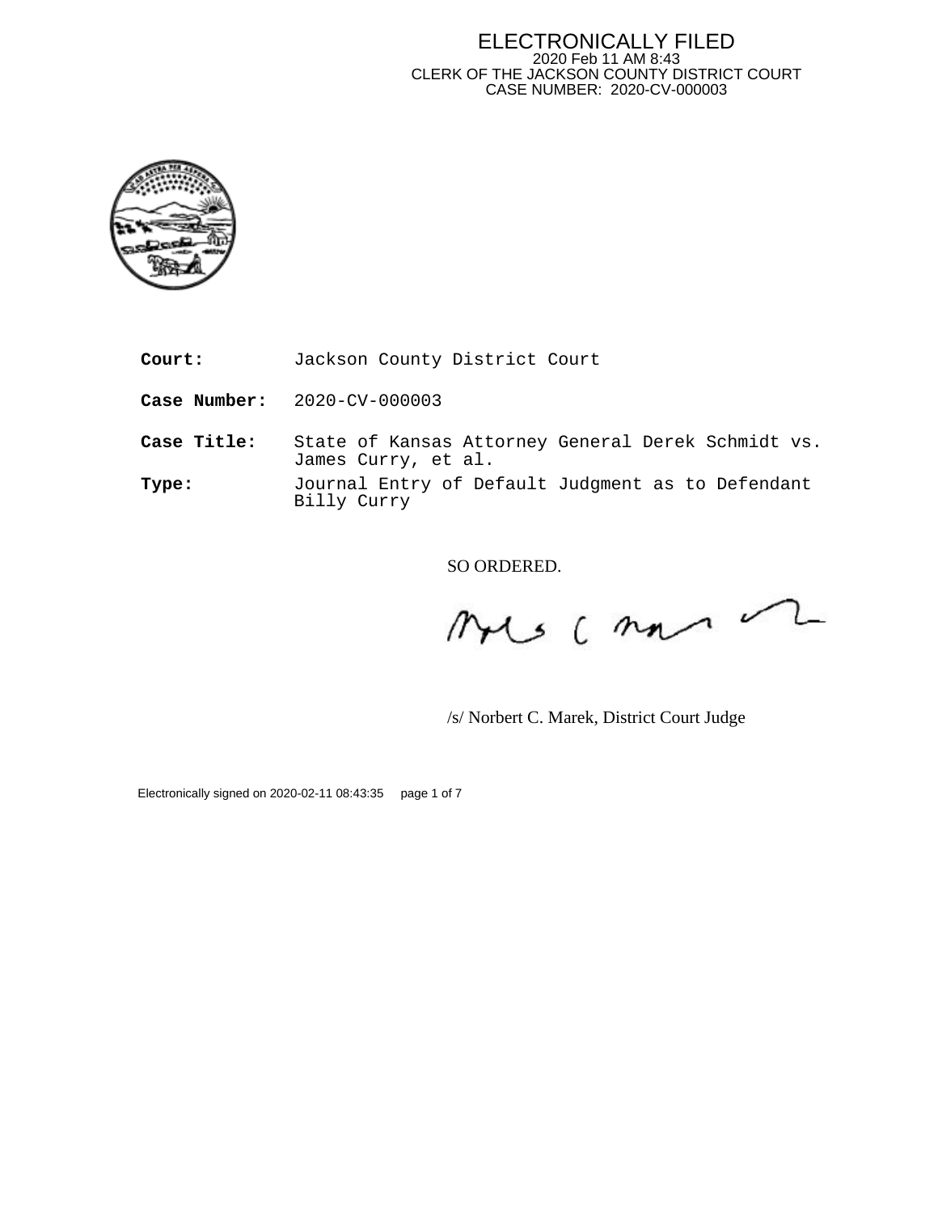ELECTRONICALLY FILED
2020 Feb 11 AM 8:43
CLERK OF THE JACKSON COUNTY DISTRICT COURT
CASE NUMBER: 2020-CV-000003

**Court:** Jackson County District Court

**Case Number:** 2020-CV-000003

**Case Title:** State of Kansas Attorney General Derek Schmidt vs. James Curry, et al.

**Type:** Journal Entry of Default Judgment as to Defendant Billy Curry

SO ORDERED.

/s/ Norbert C. Marek, District Court Judge

Electronically signed on 2020-02-11 08:43:35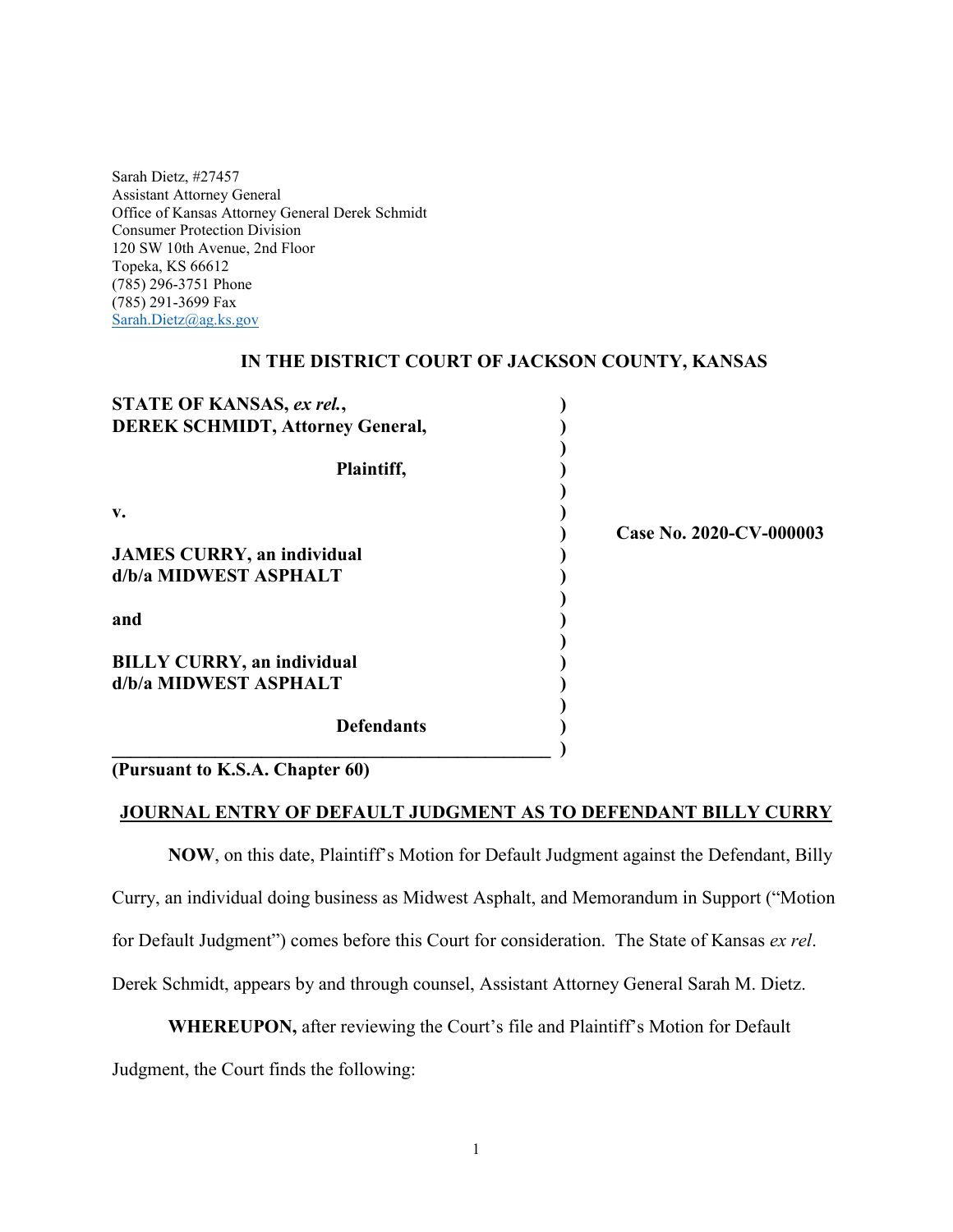Sarah Dietz, #27457
Assistant Attorney General
Office of Kansas Attorney General Derek Schmidt
Consumer Protection Division
120 SW 10th Avenue, 2nd Floor
Topeka, KS 66612
(785) 296-3751 Phone
(785) 291-3699 Fax
Sarah.Dietz@ag.ks.gov

**IN THE DISTRICT COURT OF JACKSON COUNTY, KANSAS**

| | |
|---|---|
| **STATE OF KANSAS, *ex rel.*, DEREK SCHMIDT, Attorney General,** | |
| **Plaintiff,** | |
| **v.** | **Case No. 2020-CV-000003** |
| **JAMES CURRY, an individual d/b/a MIDWEST ASPHALT** | |
| **and** | |
| **BILLY CURRY, an individual d/b/a MIDWEST ASPHALT** | |
| **Defendants** | |

**(Pursuant to K.S.A. Chapter 60)**

**JOURNAL ENTRY OF DEFAULT JUDGMENT AS TO DEFENDANT BILLY CURRY**

**NOW**, on this date, Plaintiff's Motion for Default Judgment against the Defendant, Billy Curry, an individual doing business as Midwest Asphalt, and Memorandum in Support ("Motion for Default Judgment") comes before this Court for consideration. The State of Kansas *ex rel*. Derek Schmidt, appears by and through counsel, Assistant Attorney General Sarah M. Dietz.

**WHEREUPON,** after reviewing the Court's file and Plaintiff's Motion for Default Judgment, the Court finds the following: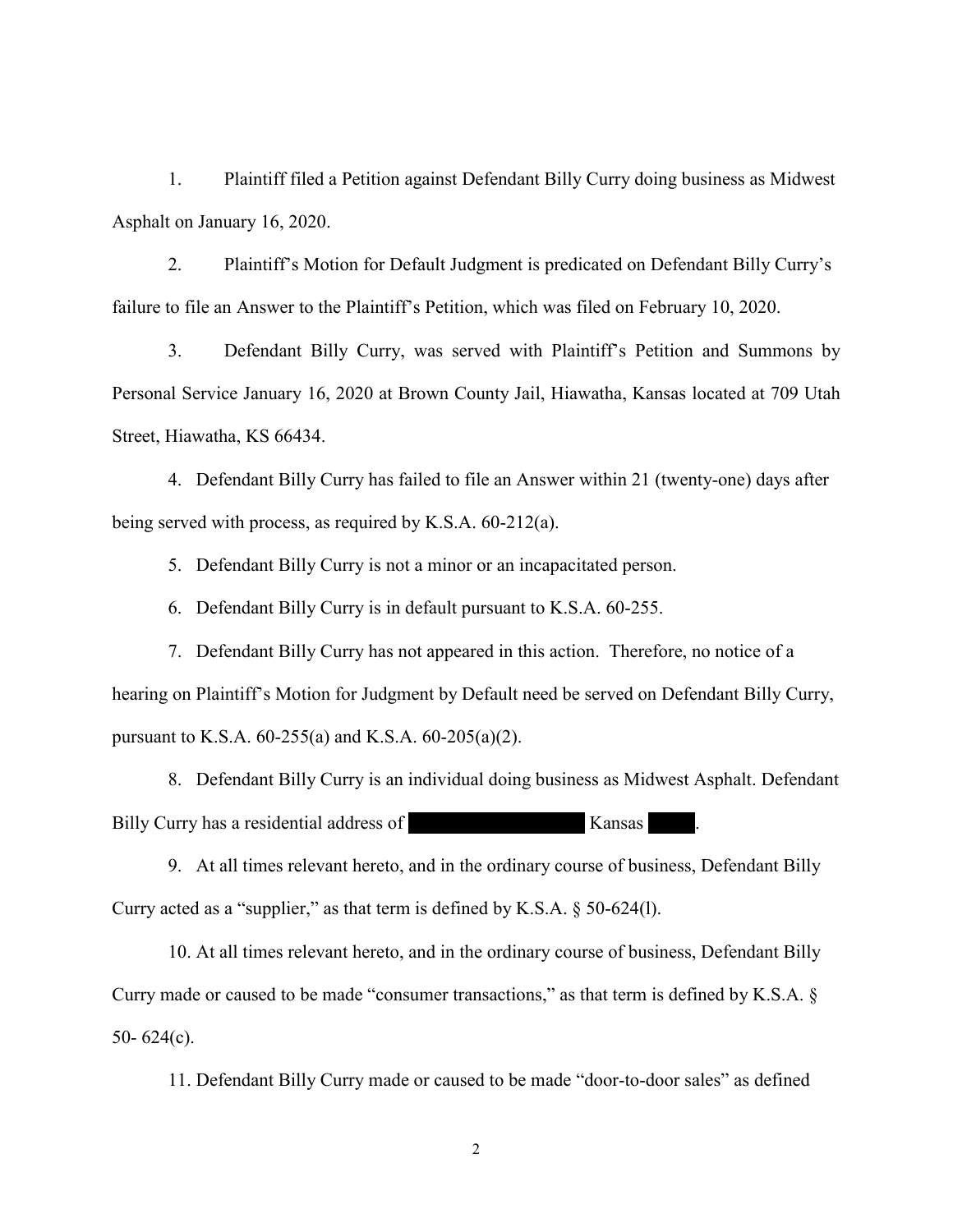1. Plaintiff filed a Petition against Defendant Billy Curry doing business as Midwest Asphalt on January 16, 2020.

2. Plaintiff's Motion for Default Judgment is predicated on Defendant Billy Curry's failure to file an Answer to the Plaintiff's Petition, which was filed on February 10, 2020.

3. Defendant Billy Curry, was served with Plaintiff's Petition and Summons by Personal Service January 16, 2020 at Brown County Jail, Hiawatha, Kansas located at 709 Utah Street, Hiawatha, KS 66434.

4. Defendant Billy Curry has failed to file an Answer within 21 (twenty-one) days after being served with process, as required by K.S.A. 60-212(a).

5. Defendant Billy Curry is not a minor or an incapacitated person.

6. Defendant Billy Curry is in default pursuant to K.S.A. 60-255.

7. Defendant Billy Curry has not appeared in this action. Therefore, no notice of a hearing on Plaintiff's Motion for Judgment by Default need be served on Defendant Billy Curry, pursuant to K.S.A. 60-255(a) and K.S.A. 60-205(a)(2).

8. Defendant Billy Curry is an individual doing business as Midwest Asphalt. Defendant Billy Curry has a residential address of [REDACTED] Kansas [REDACTED].

9. At all times relevant hereto, and in the ordinary course of business, Defendant Billy Curry acted as a "supplier," as that term is defined by K.S.A. § 50-624(l).

10. At all times relevant hereto, and in the ordinary course of business, Defendant Billy Curry made or caused to be made "consumer transactions," as that term is defined by K.S.A. § 50- 624(c).

11. Defendant Billy Curry made or caused to be made "door-to-door sales" as defined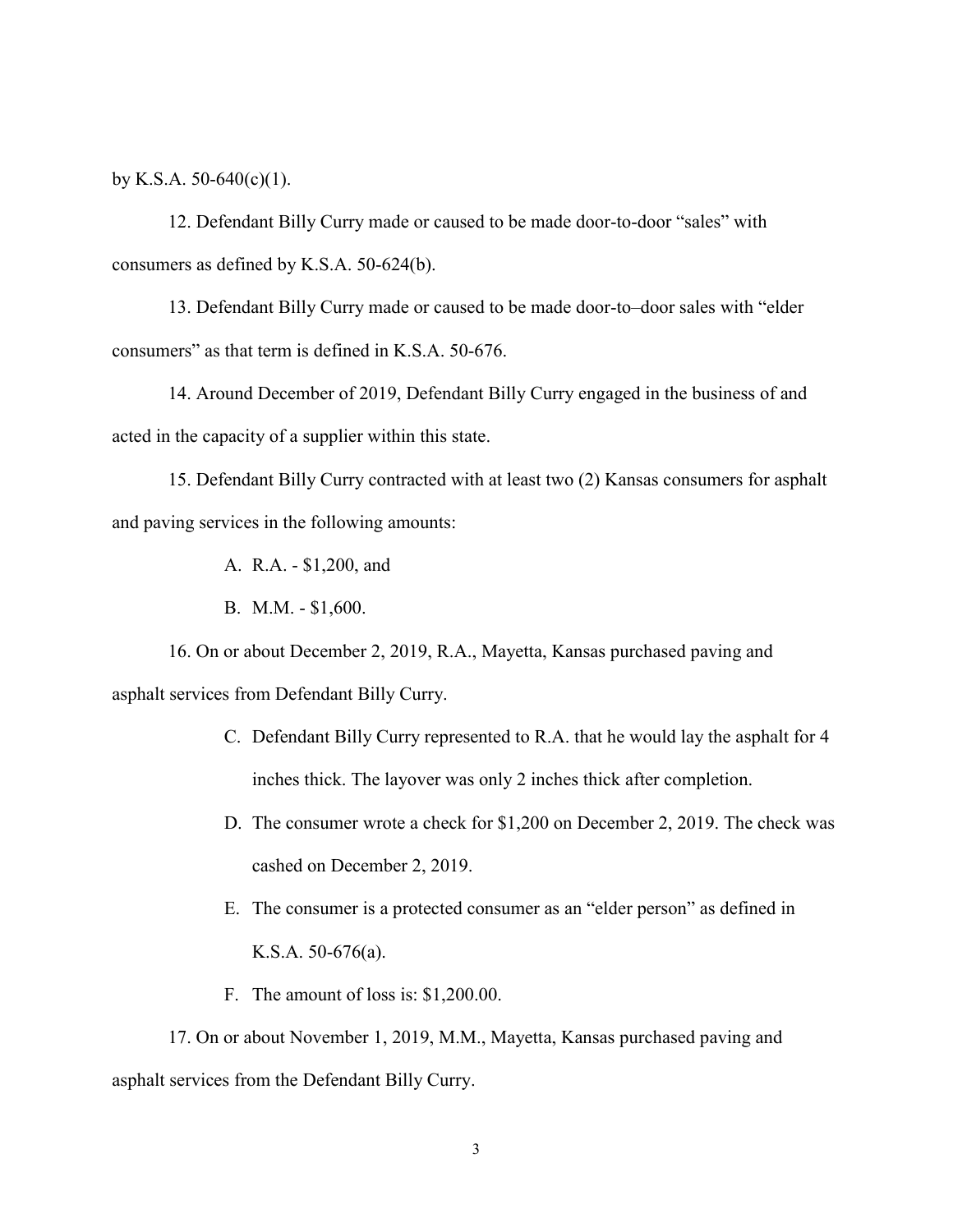by K.S.A. 50-640(c)(1).

12. Defendant Billy Curry made or caused to be made door-to-door "sales" with consumers as defined by K.S.A. 50-624(b).

13. Defendant Billy Curry made or caused to be made door-to–door sales with "elder consumers" as that term is defined in K.S.A. 50-676.

14. Around December of 2019, Defendant Billy Curry engaged in the business of and acted in the capacity of a supplier within this state.

15. Defendant Billy Curry contracted with at least two (2) Kansas consumers for asphalt and paving services in the following amounts:

A. R.A. - $1,200, and

B. M.M. - $1,600.

16. On or about December 2, 2019, R.A., Mayetta, Kansas purchased paving and asphalt services from Defendant Billy Curry.

C. Defendant Billy Curry represented to R.A. that he would lay the asphalt for 4 inches thick. The layover was only 2 inches thick after completion.

D. The consumer wrote a check for $1,200 on December 2, 2019. The check was cashed on December 2, 2019.

E. The consumer is a protected consumer as an "elder person" as defined in K.S.A. 50-676(a).

F. The amount of loss is: $1,200.00.

17. On or about November 1, 2019, M.M., Mayetta, Kansas purchased paving and asphalt services from the Defendant Billy Curry.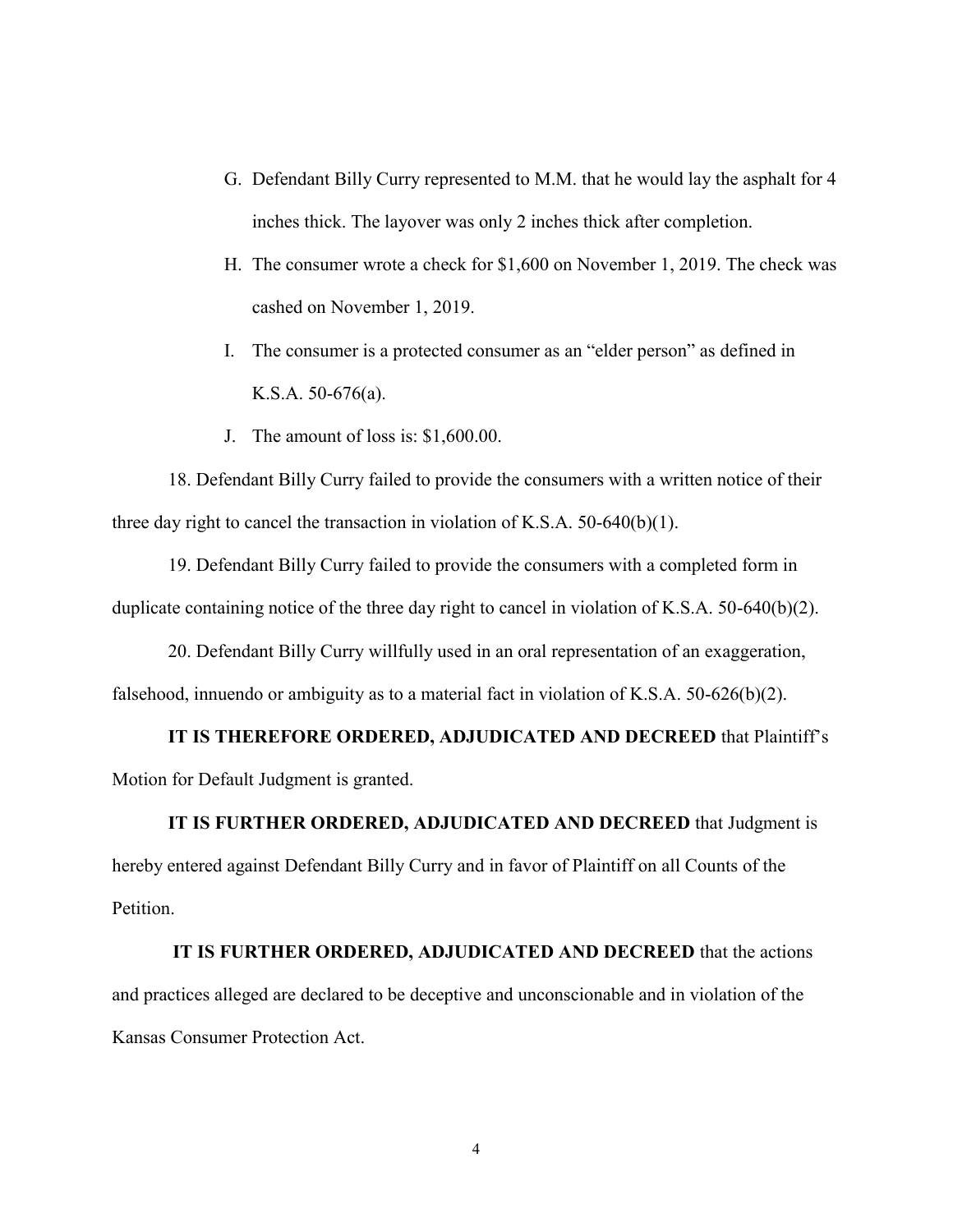G. Defendant Billy Curry represented to M.M. that he would lay the asphalt for 4 inches thick. The layover was only 2 inches thick after completion.

H. The consumer wrote a check for $1,600 on November 1, 2019. The check was cashed on November 1, 2019.

I. The consumer is a protected consumer as an "elder person" as defined in K.S.A. 50-676(a).

J. The amount of loss is: $1,600.00.

18. Defendant Billy Curry failed to provide the consumers with a written notice of their three day right to cancel the transaction in violation of K.S.A. 50-640(b)(1).

19. Defendant Billy Curry failed to provide the consumers with a completed form in duplicate containing notice of the three day right to cancel in violation of K.S.A. 50-640(b)(2).

20. Defendant Billy Curry willfully used in an oral representation of an exaggeration, falsehood, innuendo or ambiguity as to a material fact in violation of K.S.A. 50-626(b)(2).

**IT IS THEREFORE ORDERED, ADJUDICATED AND DECREED** that Plaintiff's Motion for Default Judgment is granted.

**IT IS FURTHER ORDERED, ADJUDICATED AND DECREED** that Judgment is hereby entered against Defendant Billy Curry and in favor of Plaintiff on all Counts of the Petition.

**IT IS FURTHER ORDERED, ADJUDICATED AND DECREED** that the actions and practices alleged are declared to be deceptive and unconscionable and in violation of the Kansas Consumer Protection Act.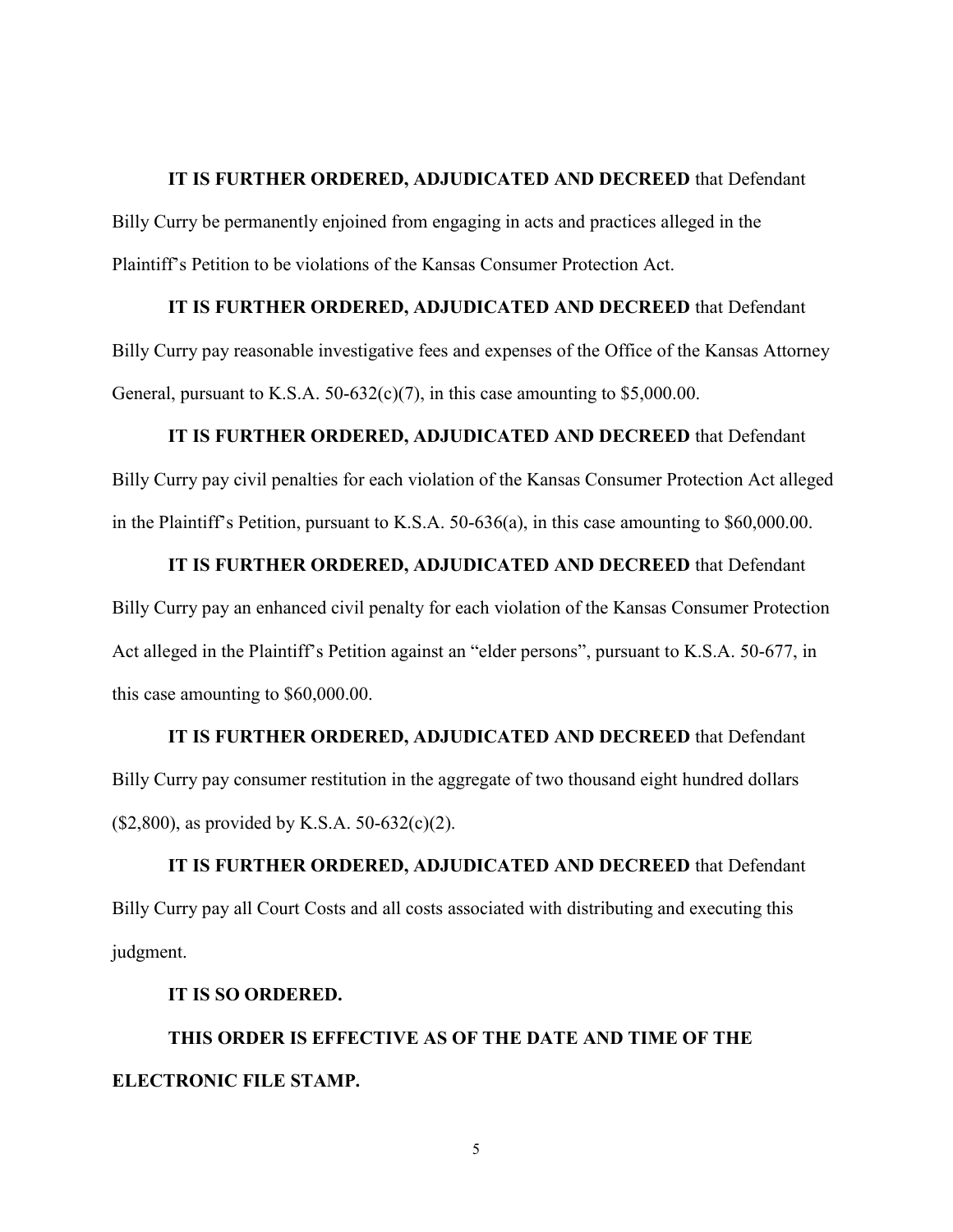**IT IS FURTHER ORDERED, ADJUDICATED AND DECREED** that Defendant Billy Curry be permanently enjoined from engaging in acts and practices alleged in the Plaintiff's Petition to be violations of the Kansas Consumer Protection Act.

**IT IS FURTHER ORDERED, ADJUDICATED AND DECREED** that Defendant Billy Curry pay reasonable investigative fees and expenses of the Office of the Kansas Attorney General, pursuant to K.S.A. 50-632(c)(7), in this case amounting to $5,000.00.

**IT IS FURTHER ORDERED, ADJUDICATED AND DECREED** that Defendant Billy Curry pay civil penalties for each violation of the Kansas Consumer Protection Act alleged in the Plaintiff's Petition, pursuant to K.S.A. 50-636(a), in this case amounting to $60,000.00.

**IT IS FURTHER ORDERED, ADJUDICATED AND DECREED** that Defendant Billy Curry pay an enhanced civil penalty for each violation of the Kansas Consumer Protection Act alleged in the Plaintiff's Petition against an "elder persons", pursuant to K.S.A. 50-677, in this case amounting to $60,000.00.

**IT IS FURTHER ORDERED, ADJUDICATED AND DECREED** that Defendant Billy Curry pay consumer restitution in the aggregate of two thousand eight hundred dollars ($2,800), as provided by K.S.A. 50-632(c)(2).

**IT IS FURTHER ORDERED, ADJUDICATED AND DECREED** that Defendant Billy Curry pay all Court Costs and all costs associated with distributing and executing this judgment.

**IT IS SO ORDERED.**

**THIS ORDER IS EFFECTIVE AS OF THE DATE AND TIME OF THE ELECTRONIC FILE STAMP.**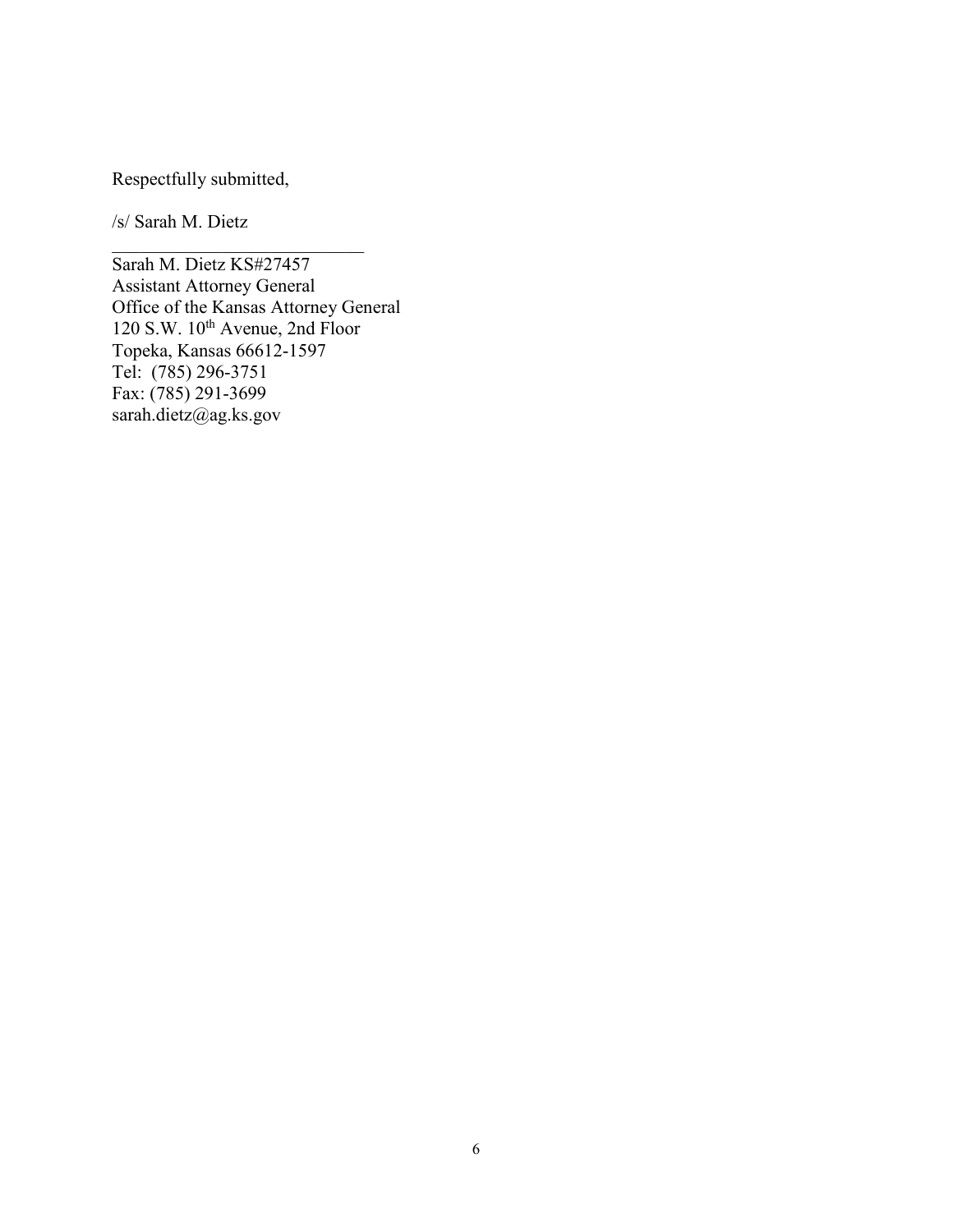Respectfully submitted,

/s/ Sarah M. Dietz

\_\_\_\_\_\_\_\_\_\_\_\_\_\_\_\_\_\_\_\_\_\_\_\_\_\_\_\_\_

Sarah M. Dietz KS#27457
Assistant Attorney General
Office of the Kansas Attorney General
120 S.W. 10th Avenue, 2nd Floor
Topeka, Kansas 66612-1597
Tel: (785) 296-3751
Fax: (785) 291-3699
sarah.dietz@ag.ks.gov